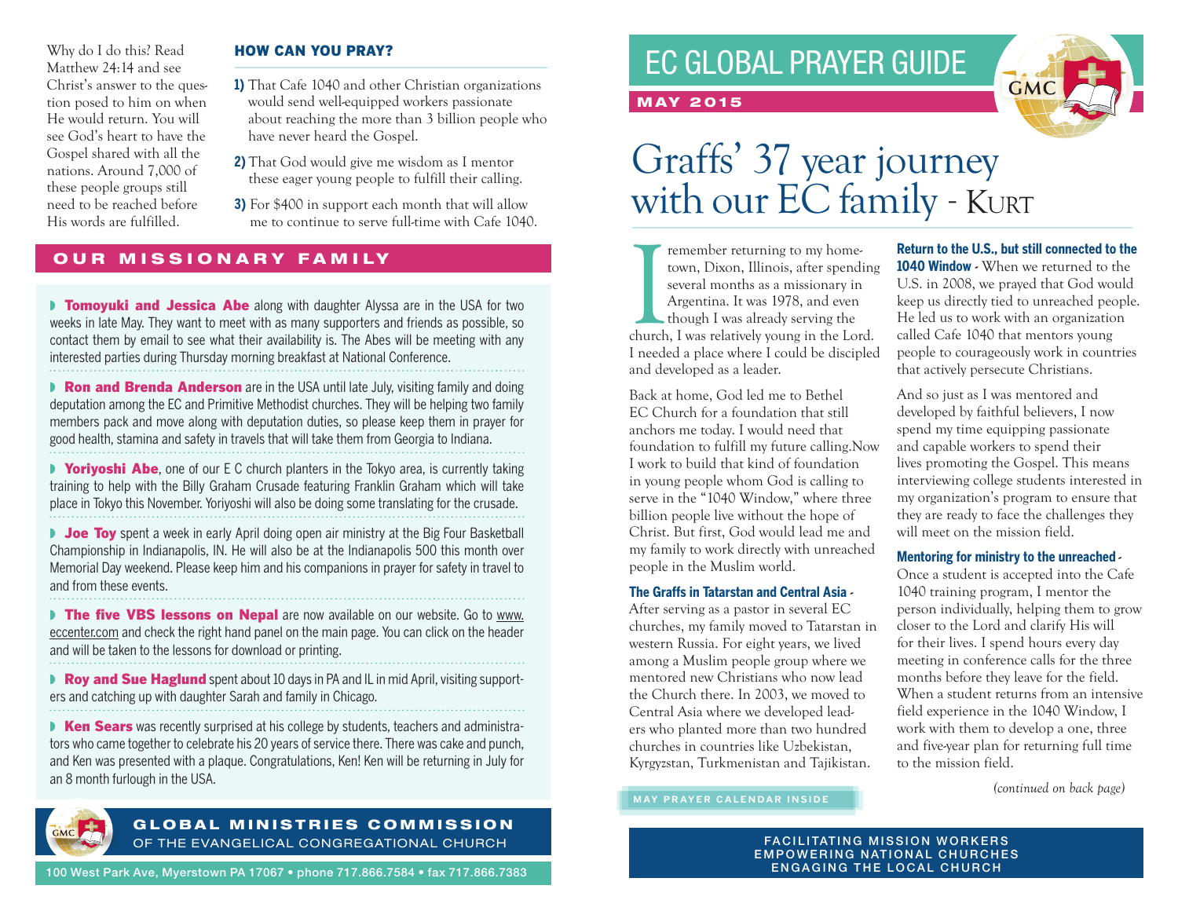# EC GLOBAL PRAYER GUIDE

**MAY 2015**

## Graffs' 37 year journey with our EC family - Kurt

I remember returning to my hometown, Dixon, Illinois, after spending several months as a missionary in Argentina. It was 1978, and even though I was already serving the church, I was relatively young in the Lord. I needed a place where I could be discipled and developed as a leader.

Back at home, God led me to Bethel EC Church for a foundation that still anchors me today. I would need that foundation to fulfill my future calling.Now I work to build that kind of foundation in young people whom God is calling to serve in the "1040 Window," where three billion people live without the hope of Christ. But first, God would lead me and my family to work directly with unreached people in the Muslim world.

**The Graffs in Tatarstan and Central Asia -** After serving as a pastor in several EC churches, my family moved to Tatarstan in western Russia. For eight years, we lived among a Muslim people group where we mentored new Christians who now lead the Church there. In 2003, we moved to Central Asia where we developed leaders who planted more than two hundred churches in countries like Uzbekistan, Kyrgyzstan, Turkmenistan and Tajikistan.

**Return to the U.S., but still connected to the 1040 Window -** When we returned to the U.S. in 2008, we prayed that God would keep us directly tied to unreached people. He led us to work with an organization called Cafe 1040 that mentors young people to courageously work in countries that actively persecute Christians.

And so just as I was mentored and developed by faithful believers, I now spend my time equipping passionate and capable workers to spend their lives promoting the Gospel. This means interviewing college students interested in my organization's program to ensure that they are ready to face the challenges they will meet on the mission field.

**Mentoring for ministry to the unreached -** Once a student is accepted into the Cafe 1040 training program, I mentor the person individually, helping them to grow closer to the Lord and clarify His will for their lives. I spend hours every day meeting in conference calls for the three months before they leave for the field. When a student returns from an intensive field experience in the 1040 Window, I work with them to develop a one, three and five-year plan for returning full time to the mission field.

*(continued on back page)*

MAY PRAYER CALENDAR INSIDE

Why do I do this? Read Matthew 24:14 and see Christ's answer to the question posed to him on when He would return. You will see God's heart to have the Gospel shared with all the nations. Around 7,000 of these people groups still need to be reached before His words are fulfilled.

### HOW CAN YOU PRAY?

1) That Cafe 1040 and other Christian organizations would send well-equipped workers passionate about reaching the more than 3 billion people who have never heard the Gospel.

2) That God would give me wisdom as I mentor these eager young people to fulfill their calling.

3) For $400 in support each month that will allow me to continue to serve full-time with Cafe 1040.

## OUR MISSIONARY FAMILY

- **Tomoyuki and Jessica Abe** along with daughter Alyssa are in the USA for two weeks in late May. They want to meet with as many supporters and friends as possible, so contact them by email to see what their availability is. The Abes will be meeting with any interested parties during Thursday morning breakfast at National Conference.

- **Ron and Brenda Anderson** are in the USA until late July, visiting family and doing deputation among the EC and Primitive Methodist churches. They will be helping two family members pack and move along with deputation duties, so please keep them in prayer for good health, stamina and safety in travels that will take them from Georgia to Indiana.

- **Yoriyoshi Abe**, one of our E C church planters in the Tokyo area, is currently taking training to help with the Billy Graham Crusade featuring Franklin Graham which will take place in Tokyo this November. Yoriyoshi will also be doing some translating for the crusade.

- **Joe Toy** spent a week in early April doing open air ministry at the Big Four Basketball Championship in Indianapolis, IN. He will also be at the Indianapolis 500 this month over Memorial Day weekend. Please keep him and his companions in prayer for safety in travel to and from these events.

- **The five VBS lessons on Nepal** are now available on our website. Go to www.eccenter.com and check the right hand panel on the main page. You can click on the header and will be taken to the lessons for download or printing.

- **Roy and Sue Haglund** spent about 10 days in PA and IL in mid April, visiting supporters and catching up with daughter Sarah and family in Chicago.

- **Ken Sears** was recently surprised at his college by students, teachers and administrators who came together to celebrate his 20 years of service there. There was cake and punch, and Ken was presented with a plaque. Congratulations, Ken! Ken will be returning in July for an 8 month furlough in the USA.

**GLOBAL MINISTRIES COMMISSION**
OF THE EVANGELICAL CONGREGATIONAL CHURCH

100 West Park Ave, Myerstown PA 17067 • phone 717.866.7584 • fax 717.866.7383

FACILITATING MISSION WORKERS
EMPOWERING NATIONAL CHURCHES
ENGAGING THE LOCAL CHURCH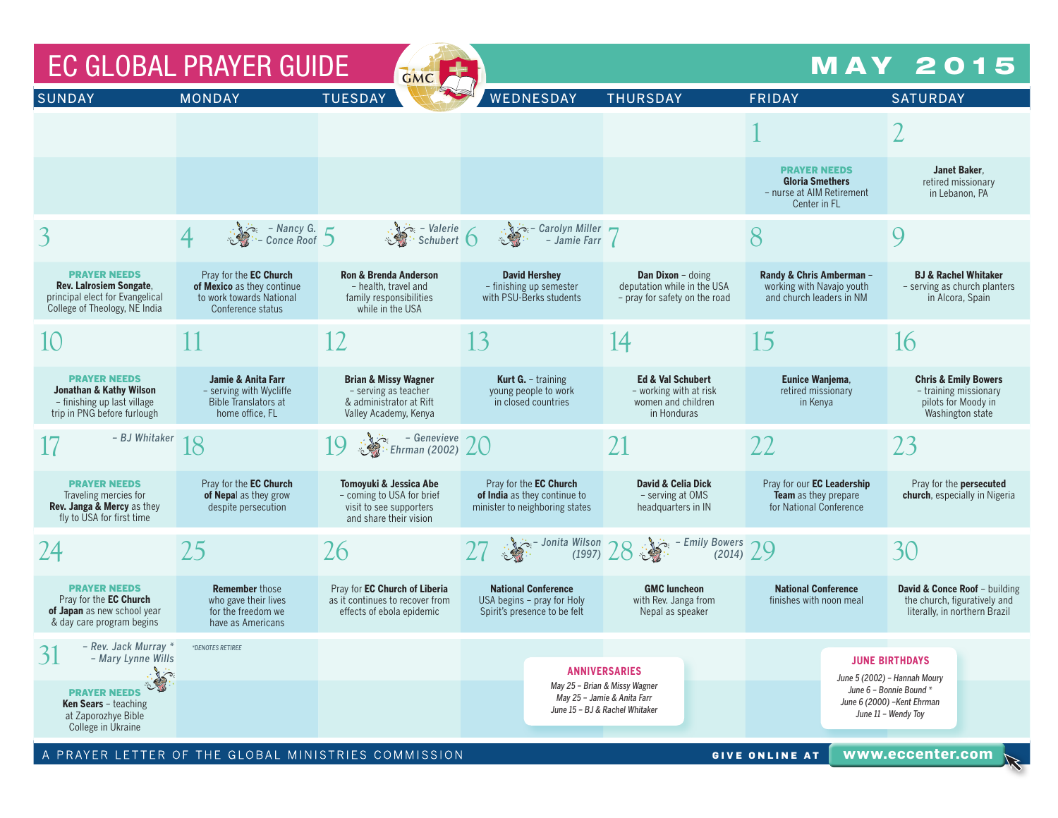# EC GLOBAL PRAYER GUIDE

## MAY 2015

| SUNDAY | MONDAY | TUESDAY | WEDNESDAY | THURSDAY | FRIDAY | SATURDAY |
|---|---|---|---|---|---|---|
| | | | | | 1 | 2 |
| | | | | | **PRAYER NEEDS** **Gloria Smethers** – nurse at AIM Retirement Center in FL | **Janet Baker**, retired missionary in Lebanon, PA |
| 3 | 4 – Nancy G. – Conce Roof | 5 – Valerie Schubert | 6 – Carolyn Miller – Jamie Farr | 7 | 8 | 9 |
| **PRAYER NEEDS** **Rev. Lalrosiem Songate**, principal elect for Evangelical College of Theology, NE India | Pray for the **EC Church of Mexico** as they continue to work towards National Conference status | **Ron & Brenda Anderson** – health, travel and family responsibilities while in the USA | **David Hershey** – finishing up semester with PSU-Berks students | **Dan Dixon** – doing deputation while in the USA – pray for safety on the road | **Randy & Chris Amberman** – working with Navajo youth and church leaders in NM | **BJ & Rachel Whitaker** – serving as church planters in Alcora, Spain |
| 10 | 11 | 12 | 13 | 14 | 15 | 16 |
| **PRAYER NEEDS** **Jonathan & Kathy Wilson** – finishing up last village trip in PNG before furlough | **Jamie & Anita Farr** – serving with Wycliffe Bible Translators at home office, FL | **Brian & Missy Wagner** – serving as teacher & administrator at Rift Valley Academy, Kenya | **Kurt G.** – training young people to work in closed countries | **Ed & Val Schubert** – working with at risk women and children in Honduras | **Eunice Wanjema**, retired missionary in Kenya | **Chris & Emily Bowers** – training missionary pilots for Moody in Washington state |
| 17 – BJ Whitaker | 18 | 19 – Genevieve Ehrman (2002) | 20 | 21 | 22 | 23 |
| **PRAYER NEEDS** Traveling mercies for **Rev. Janga & Mercy** as they fly to USA for first time | Pray for the **EC Church of Nepal** as they grow despite persecution | **Tomoyuki & Jessica Abe** – coming to USA for brief visit to see supporters and share their vision | Pray for the **EC Church of India** as they continue to minister to neighboring states | **David & Celia Dick** – serving at OMS headquarters in IN | Pray for our **EC Leadership Team** as they prepare for National Conference | Pray for the **persecuted church**, especially in Nigeria |
| 24 | 25 | 26 | 27 – Jonita Wilson (1997) | 28 – Emily Bowers (2014) | 29 | 30 |
| **PRAYER NEEDS** Pray for the **EC Church of Japan** as new school year & day care program begins | **Remember** those who gave their lives for the freedom we have as Americans | Pray for **EC Church of Liberia** as it continues to recover from effects of ebola epidemic | **National Conference** USA begins – pray for Holy Spirit's presence to be felt | **GMC luncheon** with Rev. Janga from Nepal as speaker | **National Conference** finishes with noon meal | **David & Conce Roof** – building the church, figuratively and literally, in northern Brazil |
| 31 – Rev. Jack Murray * – Mary Lynne Wills | *DENOTES RETIREE | | | | | |
| **PRAYER NEEDS** **Ken Sears** – teaching at Zaporozhye Bible College in Ukraine | | | | | | |

**ANNIVERSARIES**

*May 25 – Brian & Missy Wagner*
*May 25 – Jamie & Anita Farr*
*June 15 – BJ & Rachel Whitaker*

**JUNE BIRTHDAYS**

*June 5 (2002) – Hannah Moury*
*June 6 – Bonnie Bound **
*June 6 (2000) –Kent Ehrman*
*June 11 – Wendy Toy*

A PRAYER LETTER OF THE GLOBAL MINISTRIES COMMISSION

GIVE ONLINE AT **www.eccenter.com**